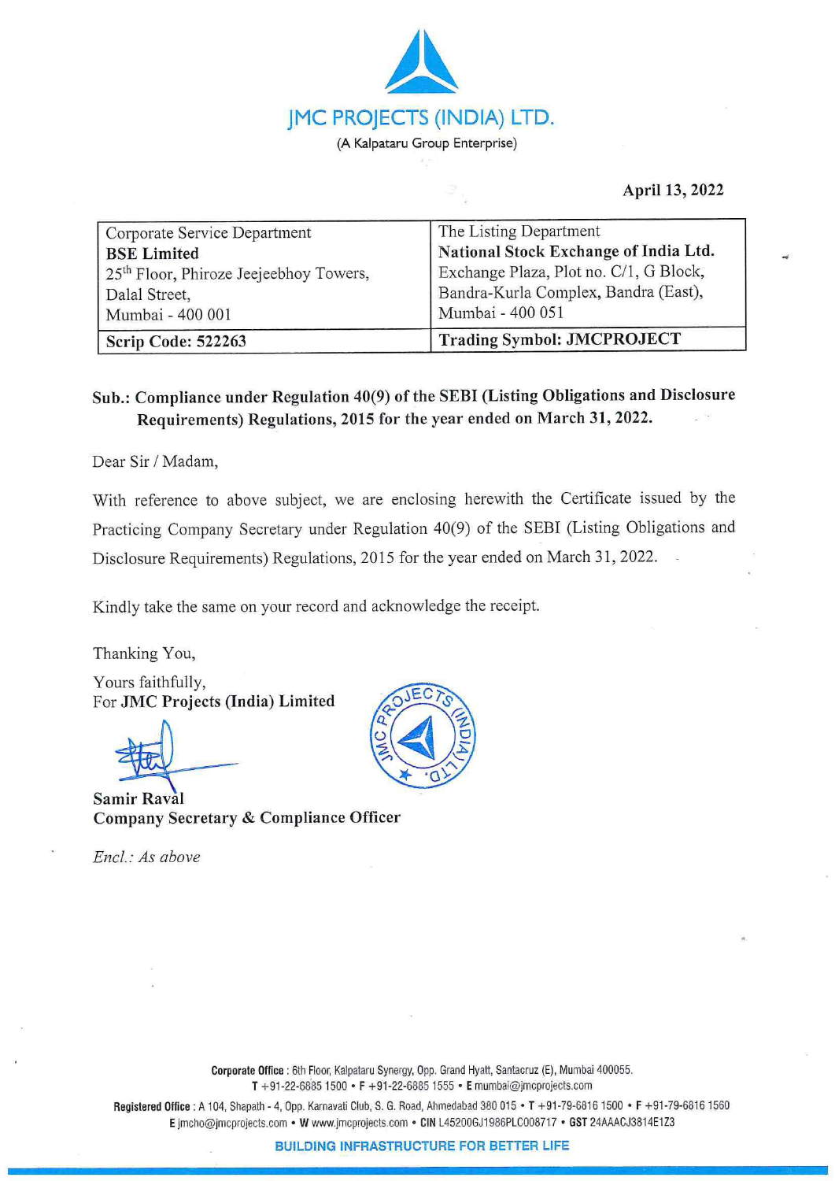# JMC PROJECTS (INDIA) LTD.

(A Kalpataru Group Enterprise)

**April 13, 2022**

| Corporate Service Department<br>**BSE Limited**<br>25th Floor, Phiroze Jeejeebhoy Towers,<br>Dalal Street,<br>Mumbai - 400 001 | The Listing Department<br>**National Stock Exchange of India Ltd.**<br>Exchange Plaza, Plot no. C/1, G Block,<br>Bandra-Kurla Complex, Bandra (East),<br>Mumbai - 400 051 |
|---|---|
| **Scrip Code: 522263** | **Trading Symbol: JMCPROJECT** |

**Sub.: Compliance under Regulation 40(9) of the SEBI (Listing Obligations and Disclosure Requirements) Regulations, 2015 for the year ended on March 31, 2022.**

Dear Sir / Madam,

With reference to above subject, we are enclosing herewith the Certificate issued by the Practicing Company Secretary under Regulation 40(9) of the SEBI (Listing Obligations and Disclosure Requirements) Regulations, 2015 for the year ended on March 31, 2022.

Kindly take the same on your record and acknowledge the receipt.

Thanking You,

Yours faithfully,
For **JMC Projects (India) Limited**

**Samir Raval**
**Company Secretary & Compliance Officer**

*Encl.: As above*

**Corporate Office** : 6th Floor, Kalpataru Synergy, Opp. Grand Hyatt, Santacruz (E), Mumbai 400055.
**T** +91-22-6885 1500 • **F** +91-22-6885 1555 • **E** mumbai@jmcprojects.com

**Registered Office** : A 104, Shapath - 4, Opp. Karnavati Club, S. G. Road, Ahmedabad 380 015 • **T** +91-79-6816 1500 • **F** +91-79-6816 1560
**E** jmcho@jmcprojects.com • **W** www.jmcprojects.com • **CIN** L45200GJ1986PLC008717 • **GST** 24AAACJ3814E1Z3

**BUILDING INFRASTRUCTURE FOR BETTER LIFE**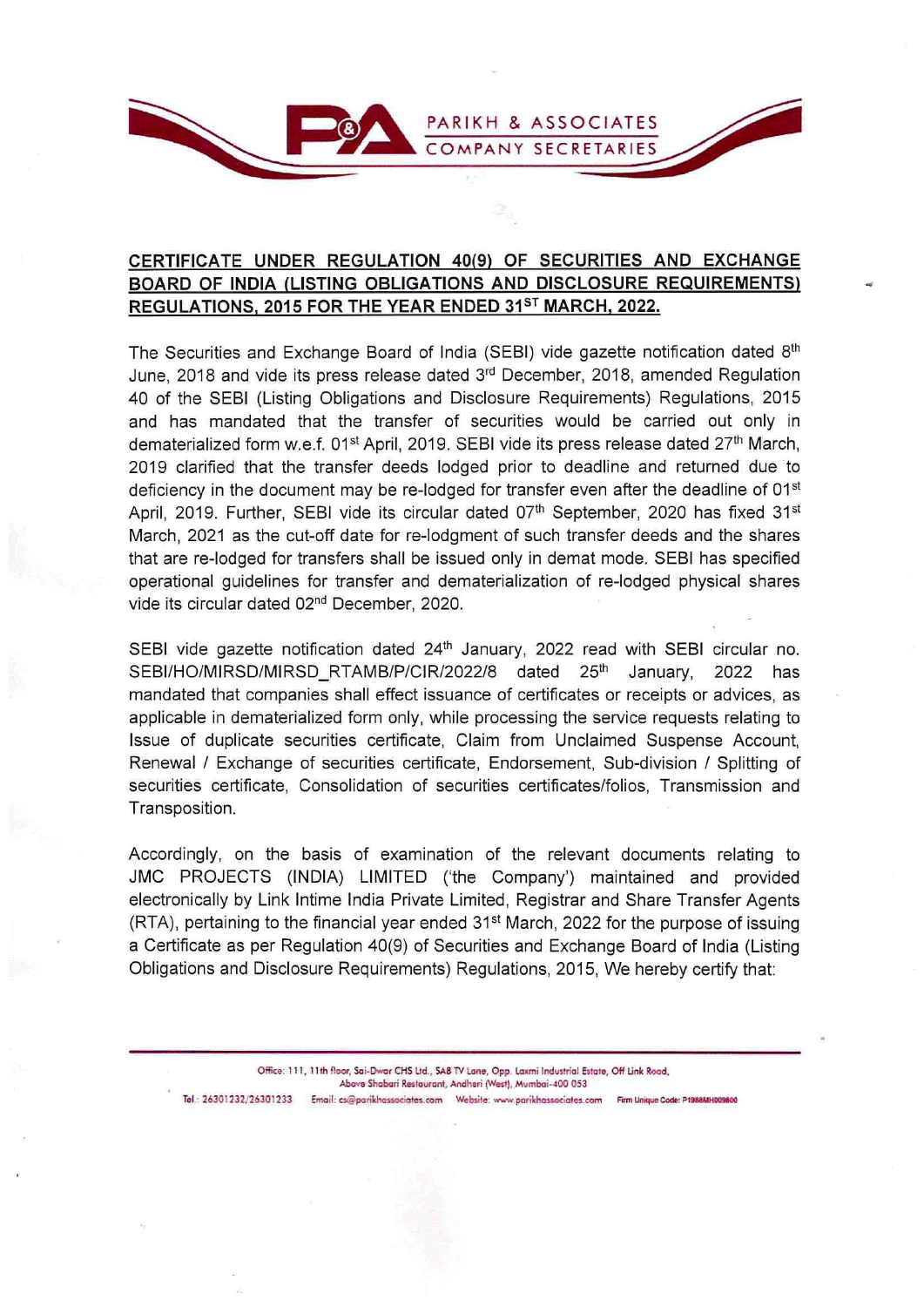## CERTIFICATE UNDER REGULATION 40(9) OF SECURITIES AND EXCHANGE BOARD OF INDIA (LISTING OBLIGATIONS AND DISCLOSURE REQUIREMENTS) REGULATIONS, 2015 FOR THE YEAR ENDED 31ST MARCH, 2022.

The Securities and Exchange Board of India (SEBI) vide gazette notification dated 8th June, 2018 and vide its press release dated 3rd December, 2018, amended Regulation 40 of the SEBI (Listing Obligations and Disclosure Requirements) Regulations, 2015 and has mandated that the transfer of securities would be carried out only in dematerialized form w.e.f. 01st April, 2019. SEBI vide its press release dated 27th March, 2019 clarified that the transfer deeds lodged prior to deadline and returned due to deficiency in the document may be re-lodged for transfer even after the deadline of 01st April, 2019. Further, SEBI vide its circular dated 07th September, 2020 has fixed 31st March, 2021 as the cut-off date for re-lodgment of such transfer deeds and the shares that are re-lodged for transfers shall be issued only in demat mode. SEBI has specified operational guidelines for transfer and dematerialization of re-lodged physical shares vide its circular dated 02nd December, 2020.

SEBI vide gazette notification dated 24th January, 2022 read with SEBI circular no. SEBI/HO/MIRSD/MIRSD_RTAMB/P/CIR/2022/8 dated 25th January, 2022 has mandated that companies shall effect issuance of certificates or receipts or advices, as applicable in dematerialized form only, while processing the service requests relating to Issue of duplicate securities certificate, Claim from Unclaimed Suspense Account, Renewal / Exchange of securities certificate, Endorsement, Sub-division / Splitting of securities certificate, Consolidation of securities certificates/folios, Transmission and Transposition.

Accordingly, on the basis of examination of the relevant documents relating to JMC PROJECTS (INDIA) LIMITED ('the Company') maintained and provided electronically by Link Intime India Private Limited, Registrar and Share Transfer Agents (RTA), pertaining to the financial year ended 31st March, 2022 for the purpose of issuing a Certificate as per Regulation 40(9) of Securities and Exchange Board of India (Listing Obligations and Disclosure Requirements) Regulations, 2015, We hereby certify that: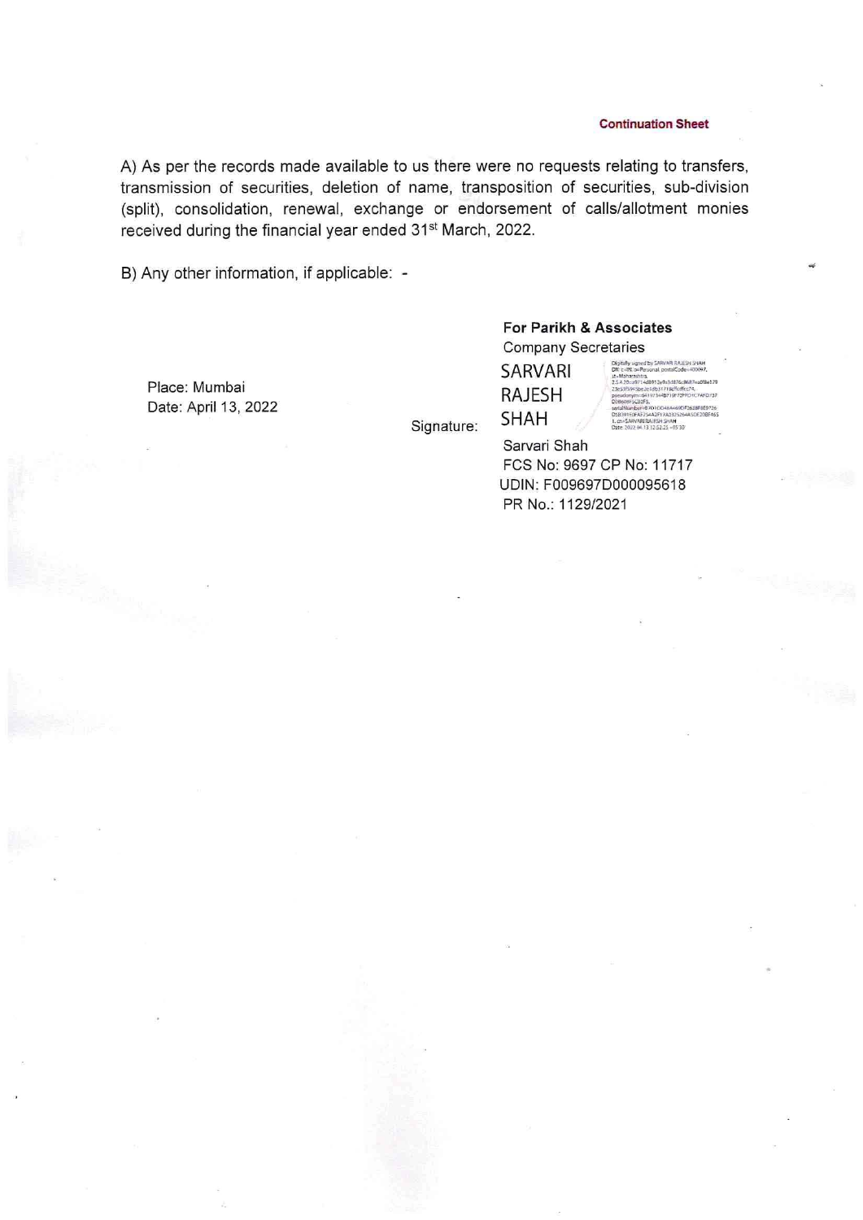Continuation Sheet

A) As per the records made available to us there were no requests relating to transfers, transmission of securities, deletion of name, transposition of securities, sub-division (split), consolidation, renewal, exchange or endorsement of calls/allotment monies received during the financial year ended 31st March, 2022.

B) Any other information, if applicable: -

**For Parikh & Associates**
Company Secretaries

Place: Mumbai
Date: April 13, 2022

Signature: SARVARI RAJESH SHAH

Sarvari Shah
FCS No: 9697 CP No: 11717
UDIN: F009697D000095618
PR No.: 1129/2021